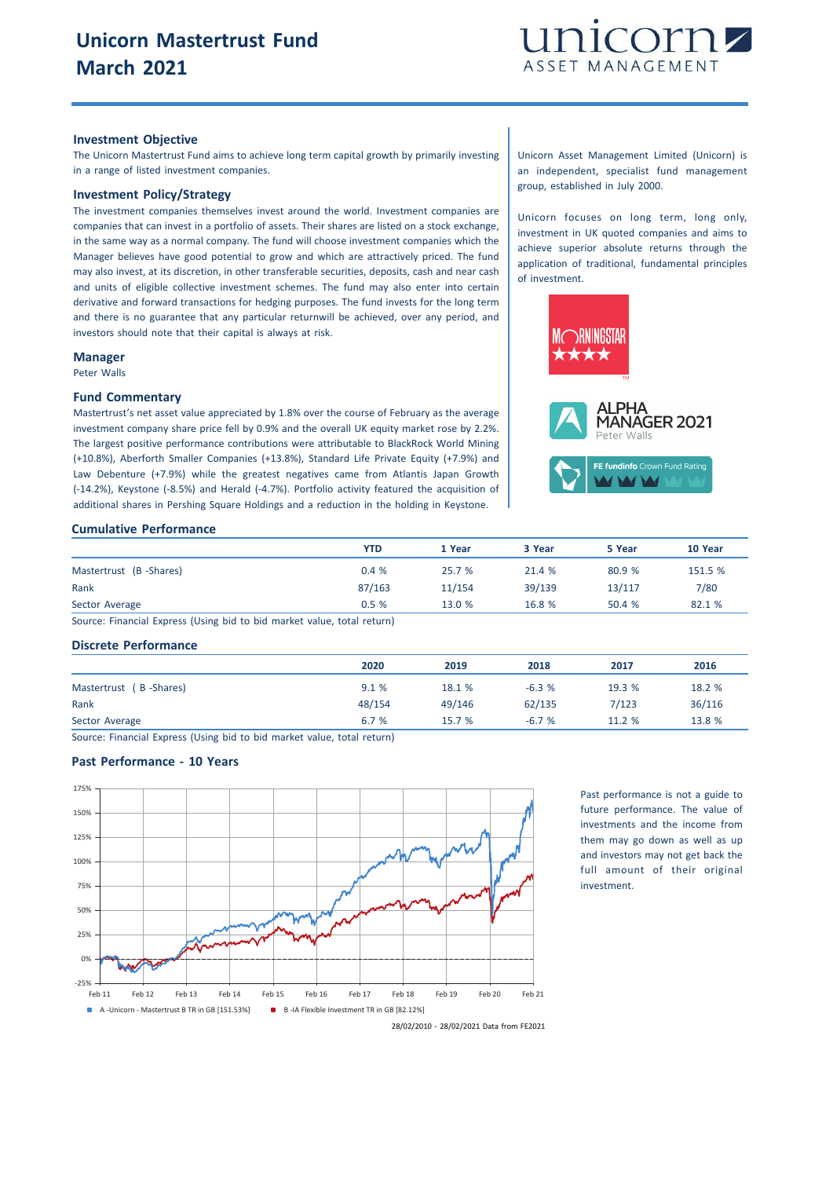# Unicorn Mastertrust Fund
## March 2021

### Investment Objective

The Unicorn Mastertrust Fund aims to achieve long term capital growth by primarily investing in a range of listed investment companies.

### Investment Policy/Strategy

The investment companies themselves invest around the world. Investment companies are companies that can invest in a portfolio of assets. Their shares are listed on a stock exchange, in the same way as a normal company. The fund will choose investment companies which the Manager believes have good potential to grow and which are attractively priced. The fund may also invest, at its discretion, in other transferable securities, deposits, cash and near cash and units of eligible collective investment schemes. The fund may also enter into certain derivative and forward transactions for hedging purposes. The fund invests for the long term and there is no guarantee that any particular returnwill be achieved, over any period, and investors should note that their capital is always at risk.

### Manager

Peter Walls

### Fund Commentary

Mastertrust's net asset value appreciated by 1.8% over the course of February as the average investment company share price fell by 0.9% and the overall UK equity market rose by 2.2%. The largest positive performance contributions were attributable to BlackRock World Mining (+10.8%), Aberforth Smaller Companies (+13.8%), Standard Life Private Equity (+7.9%) and Law Debenture (+7.9%) while the greatest negatives came from Atlantis Japan Growth (-14.2%), Keystone (-8.5%) and Herald (-4.7%). Portfolio activity featured the acquisition of additional shares in Pershing Square Holdings and a reduction in the holding in Keystone.

Unicorn Asset Management Limited (Unicorn) is an independent, specialist fund management group, established in July 2000.

Unicorn focuses on long term, long only, investment in UK quoted companies and aims to achieve superior absolute returns through the application of traditional, fundamental principles of investment.

MORNINGSTAR ★★★★

ALPHA MANAGER 2021 Peter Walls

FE fundinfo Crown Fund Rating

### Cumulative Performance

| | YTD | 1 Year | 3 Year | 5 Year | 10 Year |
|---|---|---|---|---|---|
| Mastertrust (B -Shares) | 0.4 % | 25.7 % | 21.4 % | 80.9 % | 151.5 % |
| Rank | 87/163 | 11/154 | 39/139 | 13/117 | 7/80 |
| Sector Average | 0.5 % | 13.0 % | 16.8 % | 50.4 % | 82.1 % |

Source: Financial Express (Using bid to bid market value, total return)

### Discrete Performance

| | 2020 | 2019 | 2018 | 2017 | 2016 |
|---|---|---|---|---|---|
| Mastertrust ( B -Shares) | 9.1 % | 18.1 % | -6.3 % | 19.3 % | 18.2 % |
| Rank | 48/154 | 49/146 | 62/135 | 7/123 | 36/116 |
| Sector Average | 6.7 % | 15.7 % | -6.7 % | 11.2 % | 13.8 % |

Source: Financial Express (Using bid to bid market value, total return)

### Past Performance - 10 Years

A -Unicorn - Mastertrust B TR in GB [151.53%]   B -IA Flexible Investment TR in GB [82.12%]

28/02/2010 - 28/02/2021 Data from FE2021

Past performance is not a guide to future performance. The value of investments and the income from them may go down as well as up and investors may not get back the full amount of their original investment.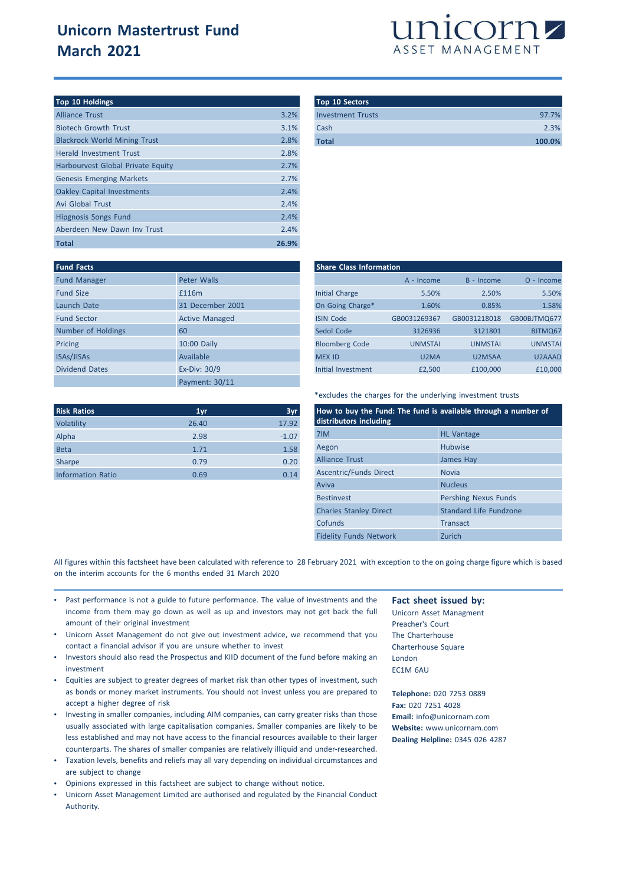# Unicorn Mastertrust Fund
# March 2021

unicorn ASSET MANAGEMENT

| Top 10 Holdings | |
|---|---|
| Alliance Trust | 3.2% |
| Biotech Growth Trust | 3.1% |
| Blackrock World Mining Trust | 2.8% |
| Herald Investment Trust | 2.8% |
| Harbourvest Global Private Equity | 2.7% |
| Genesis Emerging Markets | 2.7% |
| Oakley Capital Investments | 2.4% |
| Avi Global Trust | 2.4% |
| Hipgnosis Songs Fund | 2.4% |
| Aberdeen New Dawn Inv Trust | 2.4% |
| **Total** | **26.9%** |

| Top 10 Sectors | |
|---|---|
| Investment Trusts | 97.7% |
| Cash | 2.3% |
| **Total** | **100.0%** |

| Fund Facts | |
|---|---|
| Fund Manager | Peter Walls |
| Fund Size | £116m |
| Launch Date | 31 December 2001 |
| Fund Sector | Active Managed |
| Number of Holdings | 60 |
| Pricing | 10:00 Daily |
| ISAs/JISAs | Available |
| Dividend Dates | Ex-Div: 30/9 |
| | Payment: 30/11 |

| Share Class Information | A - Income | B - Income | O - Income |
|---|---|---|---|
| Initial Charge | 5.50% | 2.50% | 5.50% |
| On Going Charge* | 1.60% | 0.85% | 1.58% |
| ISIN Code | GB0031269367 | GB0031218018 | GB00BJTMQ677 |
| Sedol Code | 3126936 | 3121801 | BJTMQ67 |
| Bloomberg Code | UNMSTAI | UNMSTAI | UNMSTAI |
| MEX ID | U2MA | U2MSAA | U2AAAD |
| Initial Investment | £2,500 | £100,000 | £10,000 |

*excludes the charges for the underlying investment trusts

| Risk Ratios | 1yr | 3yr |
|---|---|---|
| Volatility | 26.40 | 17.92 |
| Alpha | 2.98 | -1.07 |
| Beta | 1.71 | 1.58 |
| Sharpe | 0.79 | 0.20 |
| Information Ratio | 0.69 | 0.14 |

| How to buy the Fund: The fund is available through a number of distributors including | |
|---|---|
| 7IM | HL Vantage |
| Aegon | Hubwise |
| Alliance Trust | James Hay |
| Ascentric/Funds Direct | Novia |
| Aviva | Nucleus |
| Bestinvest | Pershing Nexus Funds |
| Charles Stanley Direct | Standard Life Fundzone |
| Cofunds | Transact |
| Fidelity Funds Network | Zurich |

All figures within this factsheet have been calculated with reference to 28 February 2021 with exception to the on going charge figure which is based on the interim accounts for the 6 months ended 31 March 2020

- Past performance is not a guide to future performance. The value of investments and the income from them may go down as well as up and investors may not get back the full amount of their original investment
- Unicorn Asset Management do not give out investment advice, we recommend that you contact a financial advisor if you are unsure whether to invest
- Investors should also read the Prospectus and KIID document of the fund before making an investment
- Equities are subject to greater degrees of market risk than other types of investment, such as bonds or money market instruments. You should not invest unless you are prepared to accept a higher degree of risk
- Investing in smaller companies, including AIM companies, can carry greater risks than those usually associated with large capitalisation companies. Smaller companies are likely to be less established and may not have access to the financial resources available to their larger counterparts. The shares of smaller companies are relatively illiquid and under-researched.
- Taxation levels, benefits and reliefs may all vary depending on individual circumstances and are subject to change
- Opinions expressed in this factsheet are subject to change without notice.
- Unicorn Asset Management Limited are authorised and regulated by the Financial Conduct Authority.

**Fact sheet issued by:**

Unicorn Asset Managment
Preacher's Court
The Charterhouse
Charterhouse Square
London
EC1M 6AU

**Telephone:** 020 7253 0889
**Fax:** 020 7251 4028
**Email:** info@unicornam.com
**Website:** www.unicornam.com
**Dealing Helpline:** 0345 026 4287